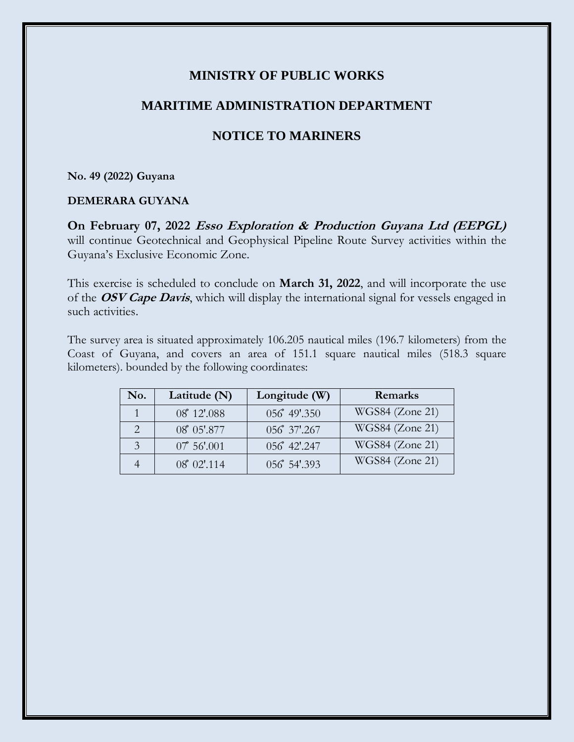# MINISTRY OF PUBLIC WORKS

## MARITIME ADMINISTRATION DEPARTMENT

## NOTICE TO MARINERS

**No. 49 (2022) Guyana**

**DEMERARA GUYANA**

**On February 07, 2022 *Esso Exploration & Production Guyana Ltd (EEPGL)*** will continue Geotechnical and Geophysical Pipeline Route Survey activities within the Guyana's Exclusive Economic Zone.

This exercise is scheduled to conclude on **March 31, 2022**, and will incorporate the use of the ***OSV Cape Davis***, which will display the international signal for vessels engaged in such activities.

The survey area is situated approximately 106.205 nautical miles (196.7 kilometers) from the Coast of Guyana, and covers an area of 151.1 square nautical miles (518.3 square kilometers). bounded by the following coordinates:

| No. | Latitude (N) | Longitude (W) | Remarks |
|---|---|---|---|
| 1 | 08˚ 12'.088 | 056˚ 49'.350 | WGS84 (Zone 21) |
| 2 | 08˚ 05'.877 | 056˚ 37'.267 | WGS84 (Zone 21) |
| 3 | 07˚ 56'.001 | 056˚ 42'.247 | WGS84 (Zone 21) |
| 4 | 08˚ 02'.114 | 056˚ 54'.393 | WGS84 (Zone 21) |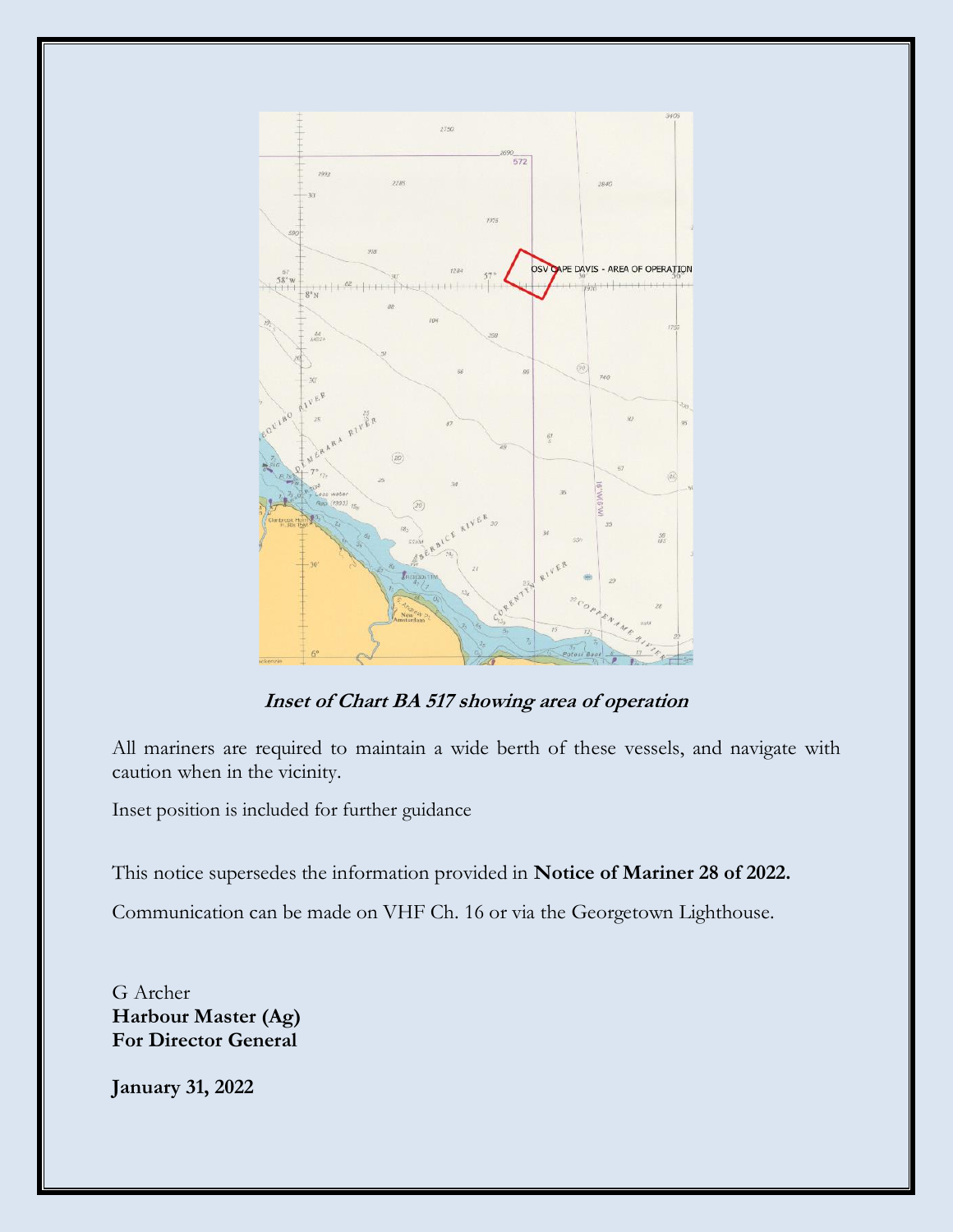***Inset of Chart BA 517 showing area of operation***

All mariners are required to maintain a wide berth of these vessels, and navigate with caution when in the vicinity.

Inset position is included for further guidance

This notice supersedes the information provided in **Notice of Mariner 28 of 2022.**

Communication can be made on VHF Ch. 16 or via the Georgetown Lighthouse.

G Archer
**Harbour Master (Ag)**
**For Director General**

**January 31, 2022**